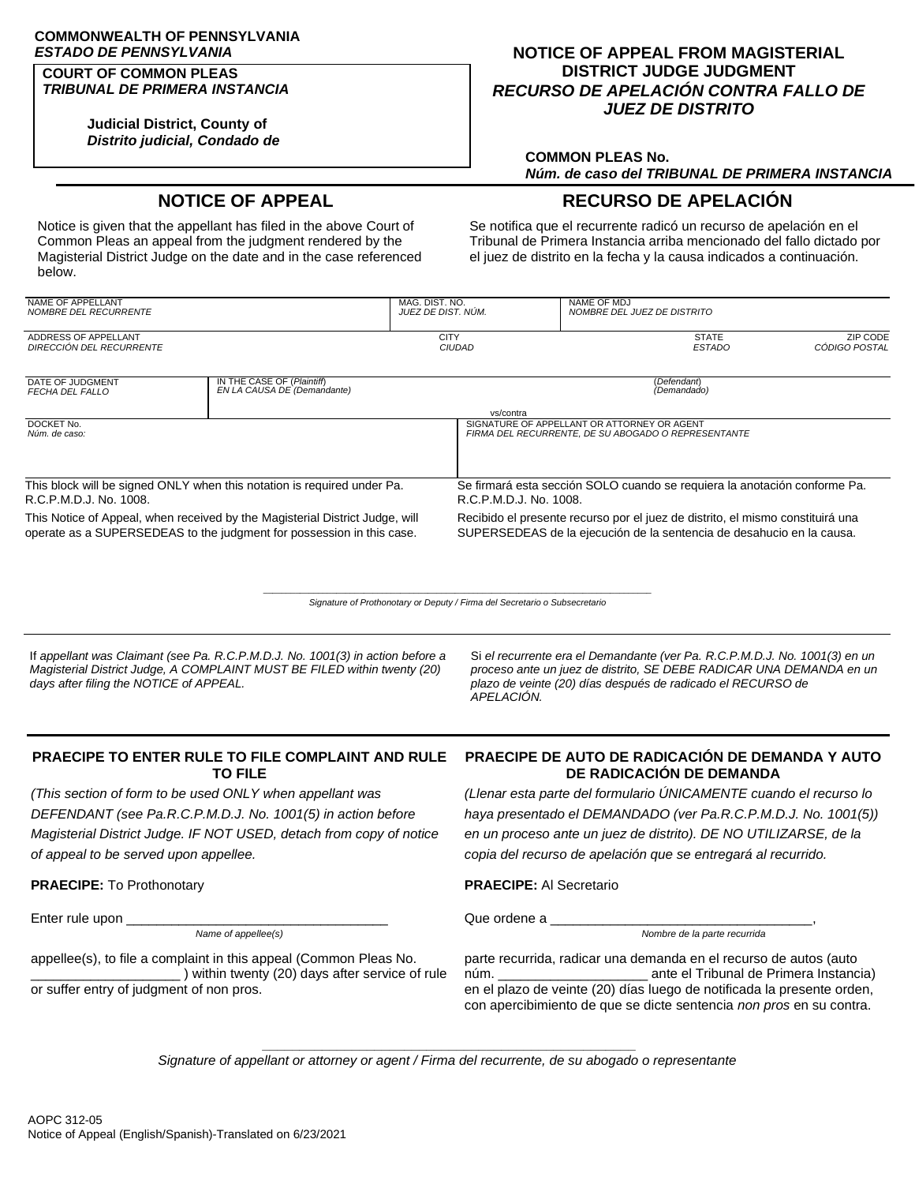**COMMONWEALTH OF PENNSYLVANIA**
***ESTADO DE PENNSYLVANIA***

**COURT OF COMMON PLEAS**
***TRIBUNAL DE PRIMERA INSTANCIA***

**Judicial District, County of**
***Distrito judicial, Condado de***

# NOTICE OF APPEAL FROM MAGISTERIAL DISTRICT JUDGE JUDGMENT
# *RECURSO DE APELACIÓN CONTRA FALLO DE JUEZ DE DISTRITO*

**COMMON PLEAS No.**
***Núm. de caso del TRIBUNAL DE PRIMERA INSTANCIA***

## NOTICE OF APPEAL

Notice is given that the appellant has filed in the above Court of Common Pleas an appeal from the judgment rendered by the Magisterial District Judge on the date and in the case referenced below.

## RECURSO DE APELACIÓN

Se notifica que el recurrente radicó un recurso de apelación en el Tribunal de Primera Instancia arriba mencionado del fallo dictado por el juez de distrito en la fecha y la causa indicados a continuación.

| NAME OF APPELLANT / *NOMBRE DEL RECURRENTE* | | MAG. DIST. NO. / *JUEZ DE DIST. NÚM.* | NAME OF MDJ / *NOMBRE DEL JUEZ DE DISTRITO* | |
|---|---|---|---|---|
| ADDRESS OF APPELLANT / *DIRECCIÓN DEL RECURRENTE* | | CITY / *CIUDAD* | STATE / *ESTADO* | ZIP CODE / *CÓDIGO POSTAL* |
| DATE OF JUDGMENT / *FECHA DEL FALLO* | IN THE CASE OF (*Plaintiff*) / *EN LA CAUSA DE (Demandante)* | vs/contra | (*Defendant*) / *(Demandado)* | |
| DOCKET No. / *Núm. de caso:* | | SIGNATURE OF APPELLANT OR ATTORNEY OR AGENT / *FIRMA DEL RECURRENTE, DE SU ABOGADO O REPRESENTANTE* | | |

This block will be signed ONLY when this notation is required under Pa. R.C.P.M.D.J. No. 1008.

Se firmará esta sección SOLO cuando se requiera la anotación conforme Pa. R.C.P.M.D.J. No. 1008.

This Notice of Appeal, when received by the Magisterial District Judge, will operate as a SUPERSEDEAS to the judgment for possession in this case.

Recibido el presente recurso por el juez de distrito, el mismo constituirá una SUPERSEDEAS de la ejecución de la sentencia de desahucio en la causa.

\_\_\_\_\_\_\_\_\_\_\_\_\_\_\_\_\_\_\_\_\_\_\_\_\_\_\_\_\_\_\_\_\_\_\_\_\_\_\_\_
*Signature of Prothonotary or Deputy / Firma del Secretario o Subsecretario*

If *appellant was Claimant (see Pa. R.C.P.M.D.J. No. 1001(3) in action before a Magisterial District Judge, A COMPLAINT MUST BE FILED within twenty (20) days after filing the NOTICE of APPEAL.*

Si *el recurrente era el Demandante (ver Pa. R.C.P.M.D.J. No. 1001(3) en un proceso ante un juez de distrito, SE DEBE RADICAR UNA DEMANDA en un plazo de veinte (20) días después de radicado el RECURSO de APELACIÓN.*

### PRAECIPE TO ENTER RULE TO FILE COMPLAINT AND RULE TO FILE

*(This section of form to be used ONLY when appellant was DEFENDANT (see Pa.R.C.P.M.D.J. No. 1001(5) in action before Magisterial District Judge. IF NOT USED, detach from copy of notice of appeal to be served upon appellee.*

**PRAECIPE:** To Prothonotary

Enter rule upon \_\_\_\_\_\_\_\_\_\_\_\_\_\_\_\_\_\_\_\_\_\_\_\_\_\_\_\_\_\_\_\_\_\_
*Name of appellee(s)*

appellee(s), to file a complaint in this appeal (Common Pleas No. \_\_\_\_\_\_\_\_\_\_\_\_\_\_\_\_\_\_\_ ) within twenty (20) days after service of rule or suffer entry of judgment of non pros.

### PRAECIPE DE AUTO DE RADICACIÓN DE DEMANDA Y AUTO DE RADICACIÓN DE DEMANDA

*(Llenar esta parte del formulario ÚNICAMENTE cuando el recurso lo haya presentado el DEMANDADO (ver Pa.R.C.P.M.D.J. No. 1001(5)) en un proceso ante un juez de distrito). DE NO UTILIZARSE, de la copia del recurso de apelación que se entregará al recurrido.*

**PRAECIPE:** Al Secretario

Que ordene a \_\_\_\_\_\_\_\_\_\_\_\_\_\_\_\_\_\_\_\_\_\_\_\_\_\_\_\_\_\_\_\_\_\_,
*Nombre de la parte recurrida*

parte recurrida, radicar una demanda en el recurso de autos (auto núm. \_\_\_\_\_\_\_\_\_\_\_\_\_\_\_\_\_\_\_ ante el Tribunal de Primera Instancia) en el plazo de veinte (20) días luego de notificada la presente orden, con apercibimiento de que se dicte sentencia *non pros* en su contra.

\_\_\_\_\_\_\_\_\_\_\_\_\_\_\_\_\_\_\_\_\_\_\_\_\_\_\_\_\_\_\_\_\_\_\_\_\_\_\_\_
*Signature of appellant or attorney or agent / Firma del recurrente, de su abogado o representante*

AOPC 312-05
Notice of Appeal (English/Spanish)-Translated on 6/23/2021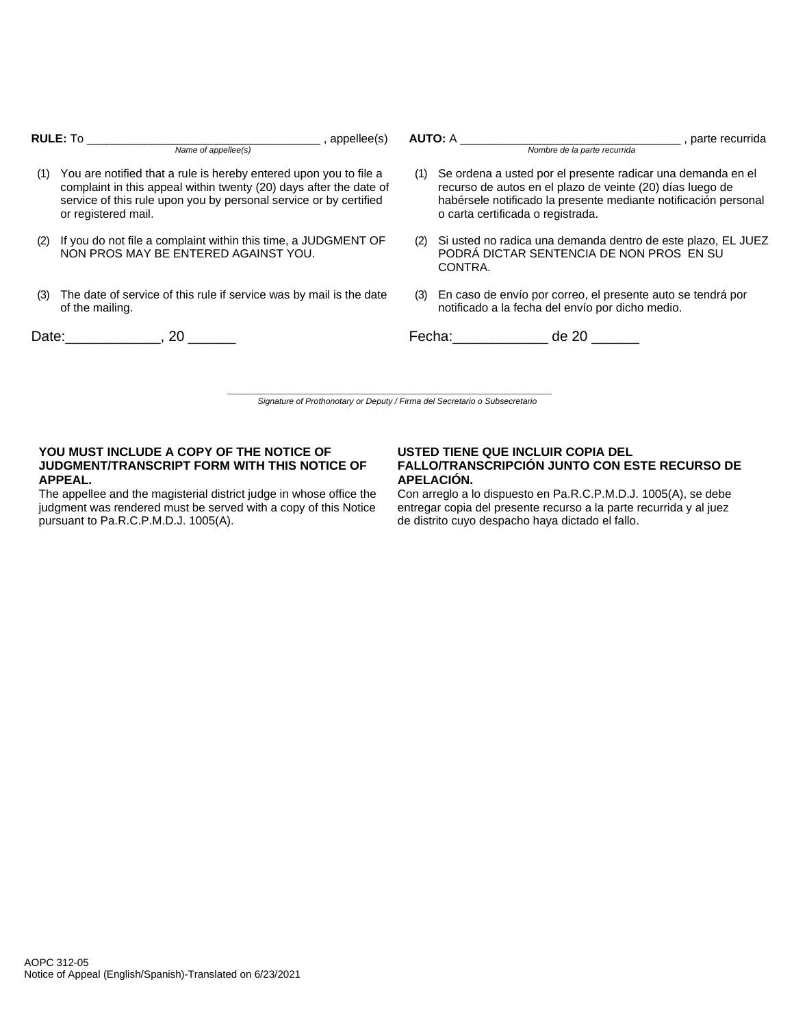**RULE:** To ___________________________________ , appellee(s)
*Name of appellee(s)*

(1) You are notified that a rule is hereby entered upon you to file a complaint in this appeal within twenty (20) days after the date of service of this rule upon you by personal service or by certified or registered mail.

(2) If you do not file a complaint within this time, a JUDGMENT OF NON PROS MAY BE ENTERED AGAINST YOU.

(3) The date of service of this rule if service was by mail is the date of the mailing.

Date:____________, 20 ______

**AUTO:** A _________________________________ , parte recurrida
*Nombre de la parte recurrida*

(1) Se ordena a usted por el presente radicar una demanda en el recurso de autos en el plazo de veinte (20) días luego de habérsele notificado la presente mediante notificación personal o carta certificada o registrada.

(2) Si usted no radica una demanda dentro de este plazo, EL JUEZ PODRÁ DICTAR SENTENCIA DE NON PROS EN SU CONTRA.

(3) En caso de envío por correo, el presente auto se tendrá por notificado a la fecha del envío por dicho medio.

Fecha:____________ de 20 ______

___________________________________________________________
*Signature of Prothonotary or Deputy / Firma del Secretario o Subsecretario*

**YOU MUST INCLUDE A COPY OF THE NOTICE OF JUDGMENT/TRANSCRIPT FORM WITH THIS NOTICE OF APPEAL.**

The appellee and the magisterial district judge in whose office the judgment was rendered must be served with a copy of this Notice pursuant to Pa.R.C.P.M.D.J. 1005(A).

**USTED TIENE QUE INCLUIR COPIA DEL FALLO/TRANSCRIPCIÓN JUNTO CON ESTE RECURSO DE APELACIÓN.**

Con arreglo a lo dispuesto en Pa.R.C.P.M.D.J. 1005(A), se debe entregar copia del presente recurso a la parte recurrida y al juez de distrito cuyo despacho haya dictado el fallo.

AOPC 312-05
Notice of Appeal (English/Spanish)-Translated on 6/23/2021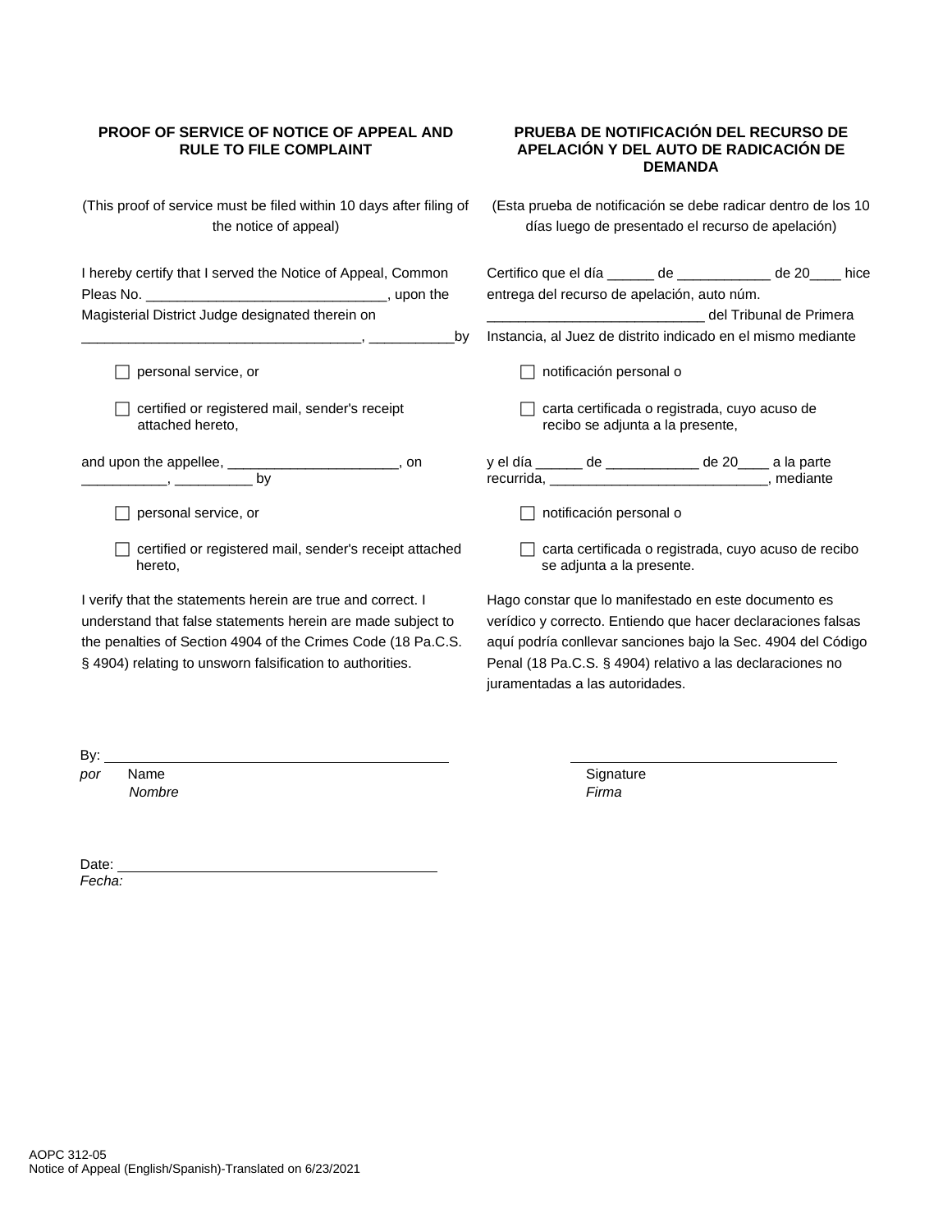## PROOF OF SERVICE OF NOTICE OF APPEAL AND RULE TO FILE COMPLAINT

(This proof of service must be filed within 10 days after filing of the notice of appeal)

I hereby certify that I served the Notice of Appeal, Common Pleas No. _______________________________, upon the Magisterial District Judge designated therein on _____________________________________, ___________by

☐ personal service, or

☐ certified or registered mail, sender's receipt attached hereto,

and upon the appellee, ______________________, on ___________, __________ by

☐ personal service, or

☐ certified or registered mail, sender's receipt attached hereto,

I verify that the statements herein are true and correct. I understand that false statements herein are made subject to the penalties of Section 4904 of the Crimes Code (18 Pa.C.S. § 4904) relating to unsworn falsification to authorities.

## PRUEBA DE NOTIFICACIÓN DEL RECURSO DE APELACIÓN Y DEL AUTO DE RADICACIÓN DE DEMANDA

(Esta prueba de notificación se debe radicar dentro de los 10 días luego de presentado el recurso de apelación)

Certifico que el día ______ de ____________ de 20____ hice entrega del recurso de apelación, auto núm. ____________________________ del Tribunal de Primera Instancia, al Juez de distrito indicado en el mismo mediante

☐ notificación personal o

☐ carta certificada o registrada, cuyo acuso de recibo se adjunta a la presente,

y el día ______ de ____________ de 20____ a la parte recurrida, ____________________________, mediante

☐ notificación personal o

☐ carta certificada o registrada, cuyo acuso de recibo se adjunta a la presente.

Hago constar que lo manifestado en este documento es verídico y correcto. Entiendo que hacer declaraciones falsas aquí podría conllevar sanciones bajo la Sec. 4904 del Código Penal (18 Pa.C.S. § 4904) relativo a las declaraciones no juramentadas a las autoridades.

By: ____________________________________________
*por* Name
*Nombre*

____________________________________
Signature
*Firma*

Date: ________________________________________
*Fecha:*

AOPC 312-05
Notice of Appeal (English/Spanish)-Translated on 6/23/2021